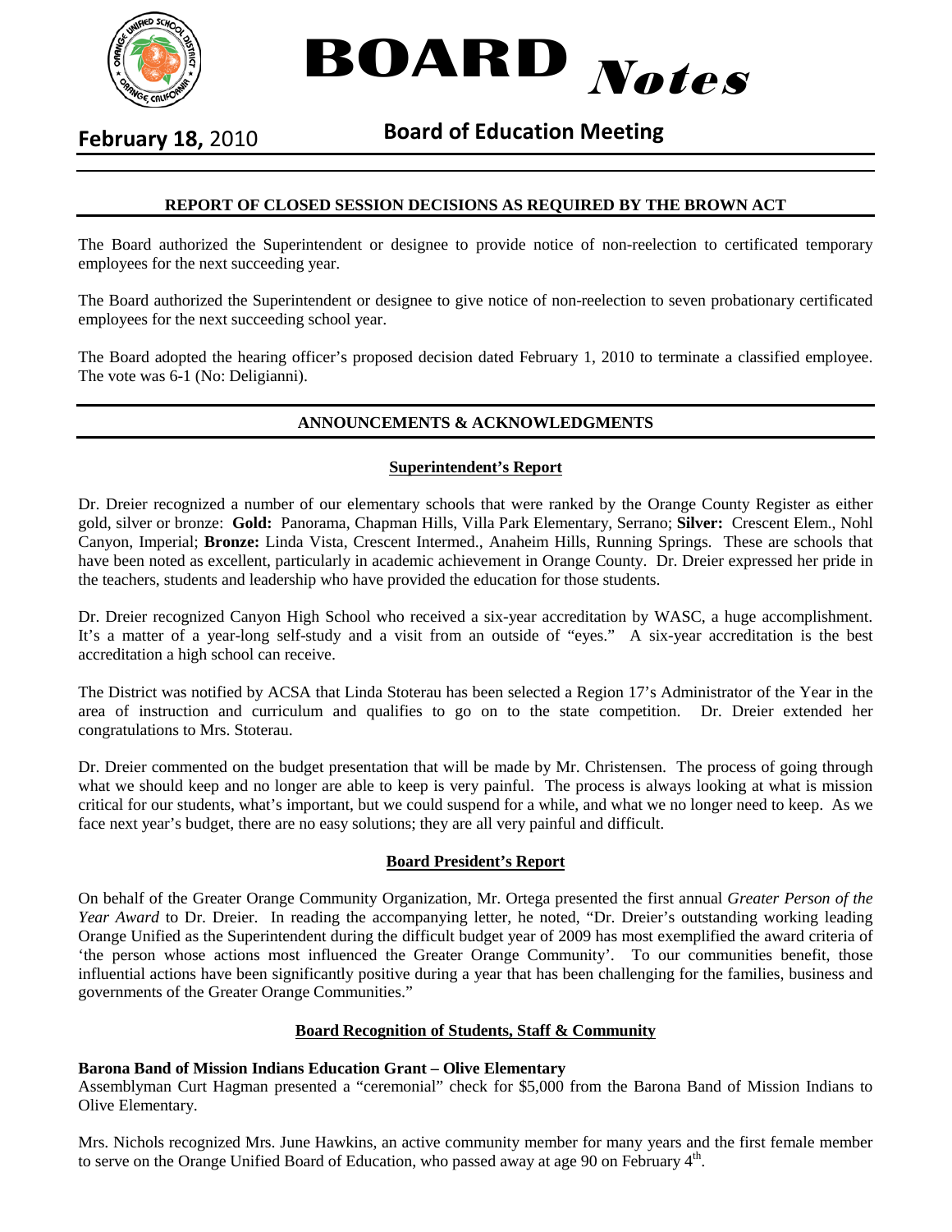# BOARD *Notes*

**February 18,** 2010 **Board of Education Meeting**

## REPORT OF CLOSED SESSION DECISIONS AS REQUIRED BY THE BROWN ACT

The Board authorized the Superintendent or designee to provide notice of non-reelection to certificated temporary employees for the next succeeding year.

The Board authorized the Superintendent or designee to give notice of non-reelection to seven probationary certificated employees for the next succeeding school year.

The Board adopted the hearing officer's proposed decision dated February 1, 2010 to terminate a classified employee. The vote was 6-1 (No: Deligianni).

## ANNOUNCEMENTS & ACKNOWLEDGMENTS

### Superintendent's Report

Dr. Dreier recognized a number of our elementary schools that were ranked by the Orange County Register as either gold, silver or bronze: **Gold:** Panorama, Chapman Hills, Villa Park Elementary, Serrano; **Silver:** Crescent Elem., Nohl Canyon, Imperial; **Bronze:** Linda Vista, Crescent Intermed., Anaheim Hills, Running Springs. These are schools that have been noted as excellent, particularly in academic achievement in Orange County. Dr. Dreier expressed her pride in the teachers, students and leadership who have provided the education for those students.

Dr. Dreier recognized Canyon High School who received a six-year accreditation by WASC, a huge accomplishment. It's a matter of a year-long self-study and a visit from an outside of "eyes." A six-year accreditation is the best accreditation a high school can receive.

The District was notified by ACSA that Linda Stoterau has been selected a Region 17's Administrator of the Year in the area of instruction and curriculum and qualifies to go on to the state competition. Dr. Dreier extended her congratulations to Mrs. Stoterau.

Dr. Dreier commented on the budget presentation that will be made by Mr. Christensen. The process of going through what we should keep and no longer are able to keep is very painful. The process is always looking at what is mission critical for our students, what's important, but we could suspend for a while, and what we no longer need to keep. As we face next year's budget, there are no easy solutions; they are all very painful and difficult.

### Board President's Report

On behalf of the Greater Orange Community Organization, Mr. Ortega presented the first annual *Greater Person of the Year Award* to Dr. Dreier. In reading the accompanying letter, he noted, "Dr. Dreier's outstanding working leading Orange Unified as the Superintendent during the difficult budget year of 2009 has most exemplified the award criteria of 'the person whose actions most influenced the Greater Orange Community'. To our communities benefit, those influential actions have been significantly positive during a year that has been challenging for the families, business and governments of the Greater Orange Communities."

### Board Recognition of Students, Staff & Community

**Barona Band of Mission Indians Education Grant – Olive Elementary**
Assemblyman Curt Hagman presented a "ceremonial" check for $5,000 from the Barona Band of Mission Indians to Olive Elementary.

Mrs. Nichols recognized Mrs. June Hawkins, an active community member for many years and the first female member to serve on the Orange Unified Board of Education, who passed away at age 90 on February 4th.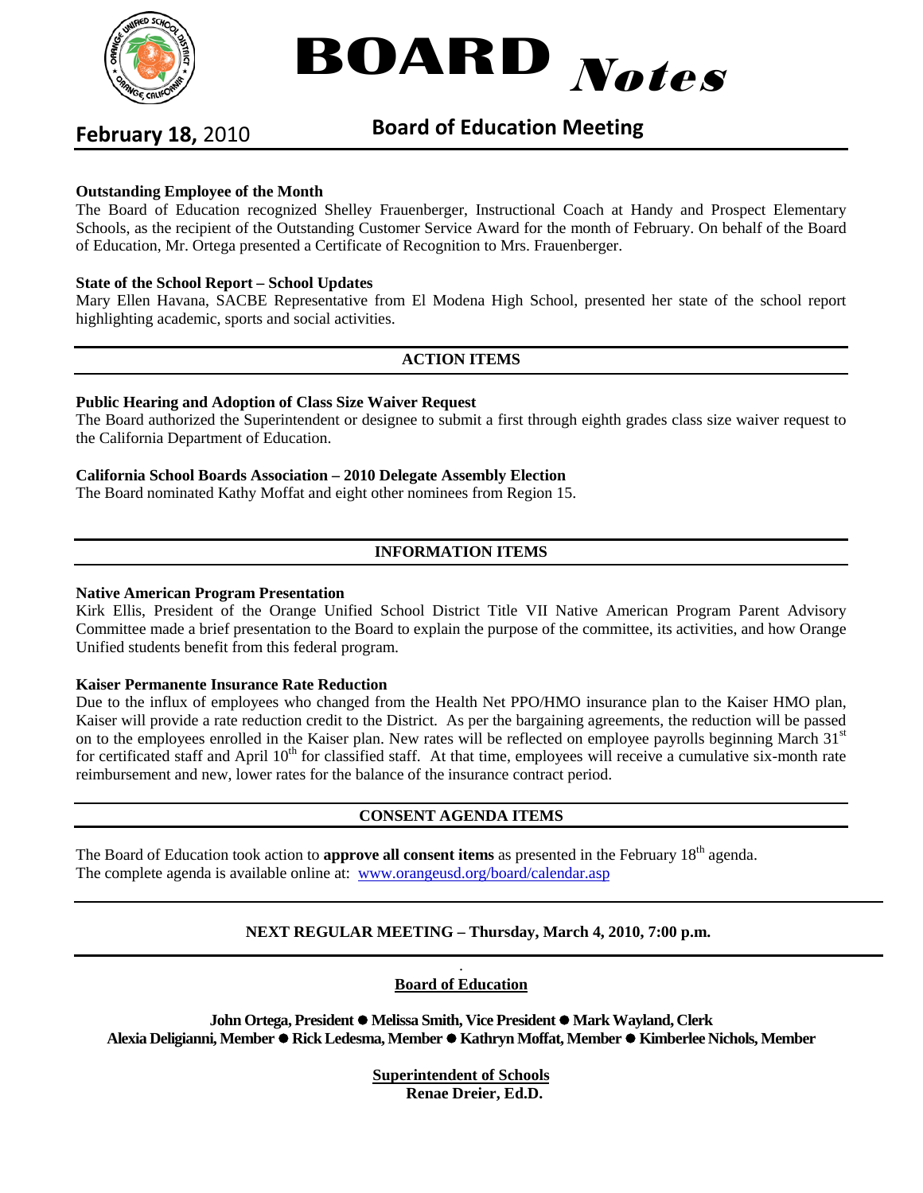# BOARD *Notes*

**February 18,** 2010 **Board of Education Meeting**

**Outstanding Employee of the Month**
The Board of Education recognized Shelley Frauenberger, Instructional Coach at Handy and Prospect Elementary Schools, as the recipient of the Outstanding Customer Service Award for the month of February. On behalf of the Board of Education, Mr. Ortega presented a Certificate of Recognition to Mrs. Frauenberger.

**State of the School Report – School Updates**
Mary Ellen Havana, SACBE Representative from El Modena High School, presented her state of the school report highlighting academic, sports and social activities.

## ACTION ITEMS

**Public Hearing and Adoption of Class Size Waiver Request**
The Board authorized the Superintendent or designee to submit a first through eighth grades class size waiver request to the California Department of Education.

**California School Boards Association – 2010 Delegate Assembly Election**
The Board nominated Kathy Moffat and eight other nominees from Region 15.

## INFORMATION ITEMS

**Native American Program Presentation**
Kirk Ellis, President of the Orange Unified School District Title VII Native American Program Parent Advisory Committee made a brief presentation to the Board to explain the purpose of the committee, its activities, and how Orange Unified students benefit from this federal program.

**Kaiser Permanente Insurance Rate Reduction**
Due to the influx of employees who changed from the Health Net PPO/HMO insurance plan to the Kaiser HMO plan, Kaiser will provide a rate reduction credit to the District. As per the bargaining agreements, the reduction will be passed on to the employees enrolled in the Kaiser plan. New rates will be reflected on employee payrolls beginning March 31st for certificated staff and April 10th for classified staff. At that time, employees will receive a cumulative six-month rate reimbursement and new, lower rates for the balance of the insurance contract period.

## CONSENT AGENDA ITEMS

The Board of Education took action to **approve all consent items** as presented in the February 18th agenda.
The complete agenda is available online at: www.orangeusd.org/board/calendar.asp

**NEXT REGULAR MEETING – Thursday, March 4, 2010, 7:00 p.m.**

**Board of Education**

**John Ortega, President ● Melissa Smith, Vice President ● Mark Wayland, Clerk**
**Alexia Deligianni, Member ● Rick Ledesma, Member ● Kathryn Moffat, Member ● Kimberlee Nichols, Member**

**Superintendent of Schools**
**Renae Dreier, Ed.D.**